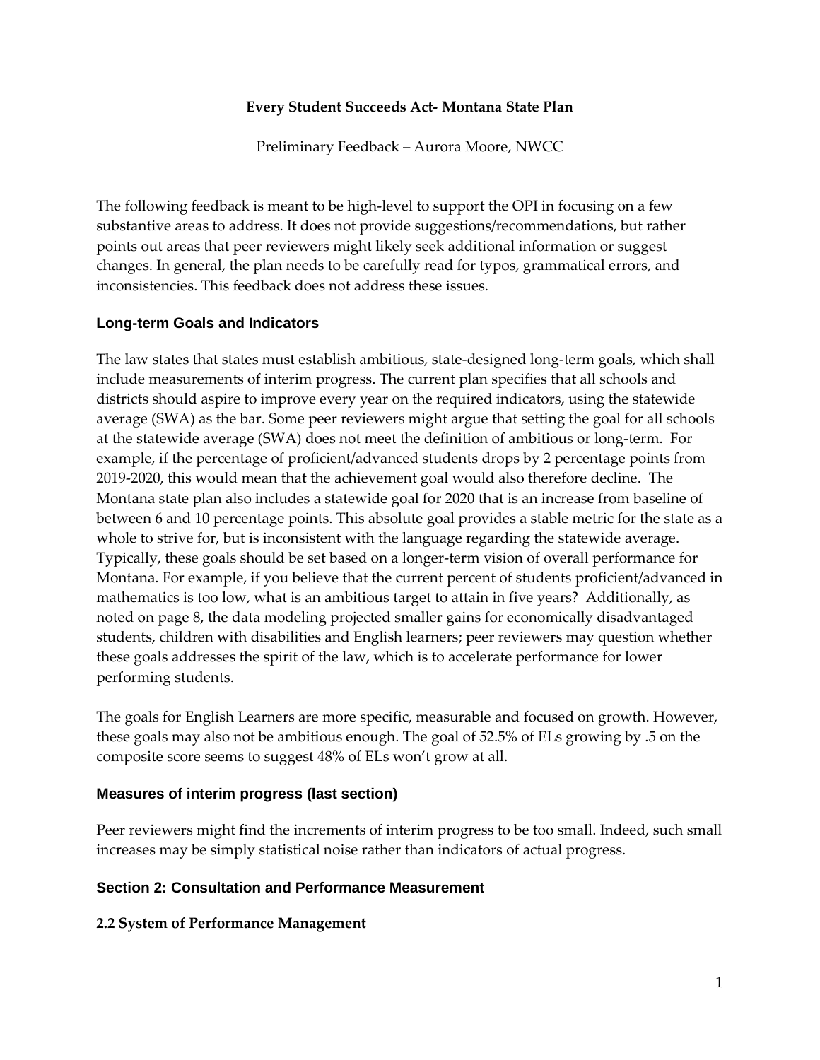**Every Student Succeeds Act- Montana State Plan**

Preliminary Feedback – Aurora Moore, NWCC

The following feedback is meant to be high-level to support the OPI in focusing on a few substantive areas to address. It does not provide suggestions/recommendations, but rather points out areas that peer reviewers might likely seek additional information or suggest changes. In general, the plan needs to be carefully read for typos, grammatical errors, and inconsistencies. This feedback does not address these issues.

## Long-term Goals and Indicators

The law states that states must establish ambitious, state-designed long-term goals, which shall include measurements of interim progress. The current plan specifies that all schools and districts should aspire to improve every year on the required indicators, using the statewide average (SWA) as the bar. Some peer reviewers might argue that setting the goal for all schools at the statewide average (SWA) does not meet the definition of ambitious or long-term. For example, if the percentage of proficient/advanced students drops by 2 percentage points from 2019-2020, this would mean that the achievement goal would also therefore decline. The Montana state plan also includes a statewide goal for 2020 that is an increase from baseline of between 6 and 10 percentage points. This absolute goal provides a stable metric for the state as a whole to strive for, but is inconsistent with the language regarding the statewide average. Typically, these goals should be set based on a longer-term vision of overall performance for Montana. For example, if you believe that the current percent of students proficient/advanced in mathematics is too low, what is an ambitious target to attain in five years? Additionally, as noted on page 8, the data modeling projected smaller gains for economically disadvantaged students, children with disabilities and English learners; peer reviewers may question whether these goals addresses the spirit of the law, which is to accelerate performance for lower performing students.

The goals for English Learners are more specific, measurable and focused on growth. However, these goals may also not be ambitious enough. The goal of 52.5% of ELs growing by .5 on the composite score seems to suggest 48% of ELs won't grow at all.

## Measures of interim progress (last section)

Peer reviewers might find the increments of interim progress to be too small. Indeed, such small increases may be simply statistical noise rather than indicators of actual progress.

## Section 2: Consultation and Performance Measurement

### 2.2 System of Performance Management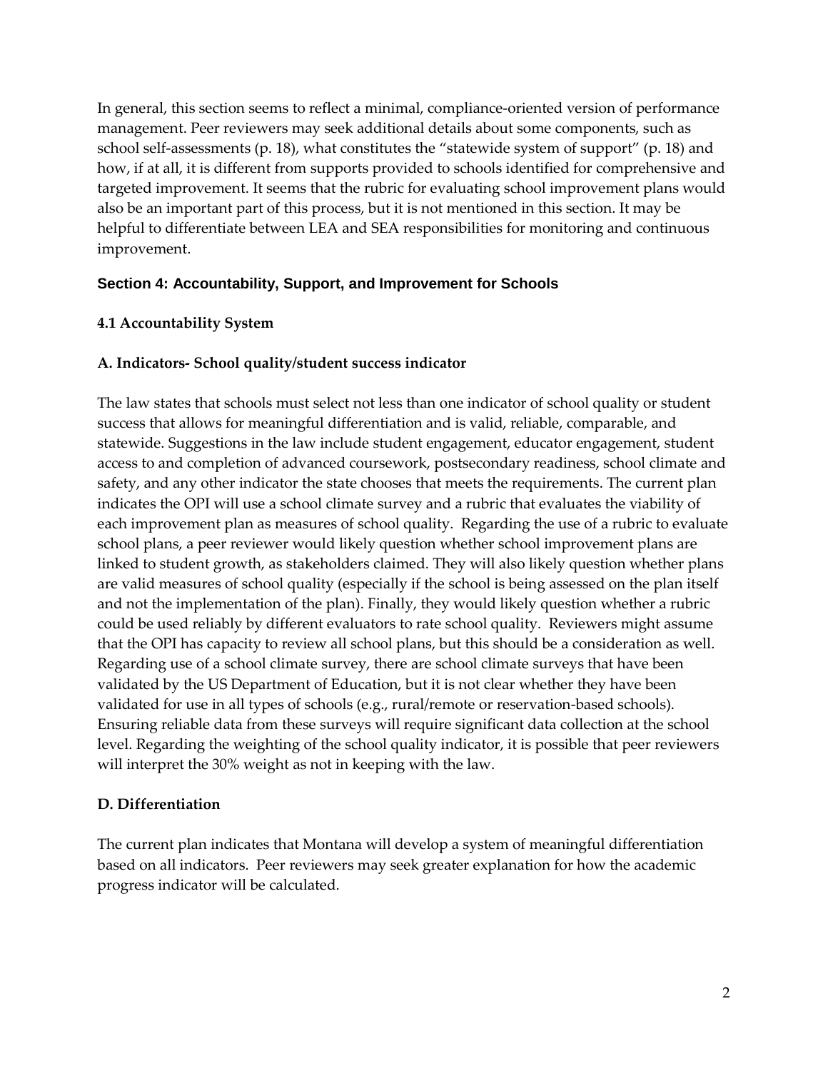In general, this section seems to reflect a minimal, compliance-oriented version of performance management. Peer reviewers may seek additional details about some components, such as school self-assessments (p. 18), what constitutes the "statewide system of support" (p. 18) and how, if at all, it is different from supports provided to schools identified for comprehensive and targeted improvement. It seems that the rubric for evaluating school improvement plans would also be an important part of this process, but it is not mentioned in this section. It may be helpful to differentiate between LEA and SEA responsibilities for monitoring and continuous improvement.

## Section 4: Accountability, Support, and Improvement for Schools

### 4.1 Accountability System

#### A. Indicators- School quality/student success indicator

The law states that schools must select not less than one indicator of school quality or student success that allows for meaningful differentiation and is valid, reliable, comparable, and statewide. Suggestions in the law include student engagement, educator engagement, student access to and completion of advanced coursework, postsecondary readiness, school climate and safety, and any other indicator the state chooses that meets the requirements. The current plan indicates the OPI will use a school climate survey and a rubric that evaluates the viability of each improvement plan as measures of school quality. Regarding the use of a rubric to evaluate school plans, a peer reviewer would likely question whether school improvement plans are linked to student growth, as stakeholders claimed. They will also likely question whether plans are valid measures of school quality (especially if the school is being assessed on the plan itself and not the implementation of the plan). Finally, they would likely question whether a rubric could be used reliably by different evaluators to rate school quality. Reviewers might assume that the OPI has capacity to review all school plans, but this should be a consideration as well. Regarding use of a school climate survey, there are school climate surveys that have been validated by the US Department of Education, but it is not clear whether they have been validated for use in all types of schools (e.g., rural/remote or reservation-based schools). Ensuring reliable data from these surveys will require significant data collection at the school level. Regarding the weighting of the school quality indicator, it is possible that peer reviewers will interpret the 30% weight as not in keeping with the law.

#### D. Differentiation

The current plan indicates that Montana will develop a system of meaningful differentiation based on all indicators. Peer reviewers may seek greater explanation for how the academic progress indicator will be calculated.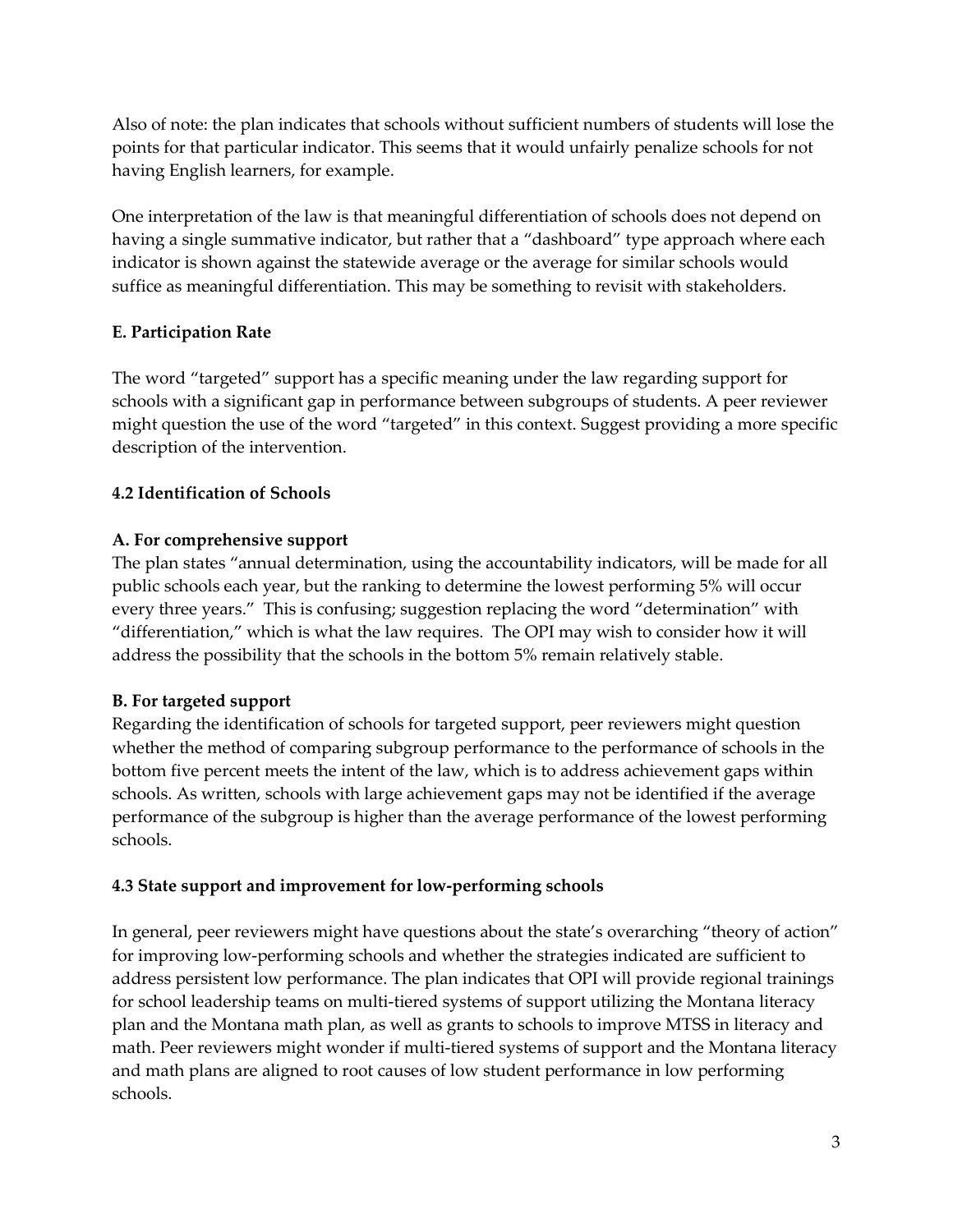Also of note: the plan indicates that schools without sufficient numbers of students will lose the points for that particular indicator. This seems that it would unfairly penalize schools for not having English learners, for example.

One interpretation of the law is that meaningful differentiation of schools does not depend on having a single summative indicator, but rather that a "dashboard" type approach where each indicator is shown against the statewide average or the average for similar schools would suffice as meaningful differentiation. This may be something to revisit with stakeholders.

**E. Participation Rate**

The word "targeted" support has a specific meaning under the law regarding support for schools with a significant gap in performance between subgroups of students. A peer reviewer might question the use of the word "targeted" in this context. Suggest providing a more specific description of the intervention.

**4.2 Identification of Schools**

**A. For comprehensive support**

The plan states "annual determination, using the accountability indicators, will be made for all public schools each year, but the ranking to determine the lowest performing 5% will occur every three years." This is confusing; suggestion replacing the word "determination" with "differentiation," which is what the law requires. The OPI may wish to consider how it will address the possibility that the schools in the bottom 5% remain relatively stable.

**B. For targeted support**

Regarding the identification of schools for targeted support, peer reviewers might question whether the method of comparing subgroup performance to the performance of schools in the bottom five percent meets the intent of the law, which is to address achievement gaps within schools. As written, schools with large achievement gaps may not be identified if the average performance of the subgroup is higher than the average performance of the lowest performing schools.

**4.3 State support and improvement for low-performing schools**

In general, peer reviewers might have questions about the state's overarching "theory of action" for improving low-performing schools and whether the strategies indicated are sufficient to address persistent low performance. The plan indicates that OPI will provide regional trainings for school leadership teams on multi-tiered systems of support utilizing the Montana literacy plan and the Montana math plan, as well as grants to schools to improve MTSS in literacy and math. Peer reviewers might wonder if multi-tiered systems of support and the Montana literacy and math plans are aligned to root causes of low student performance in low performing schools.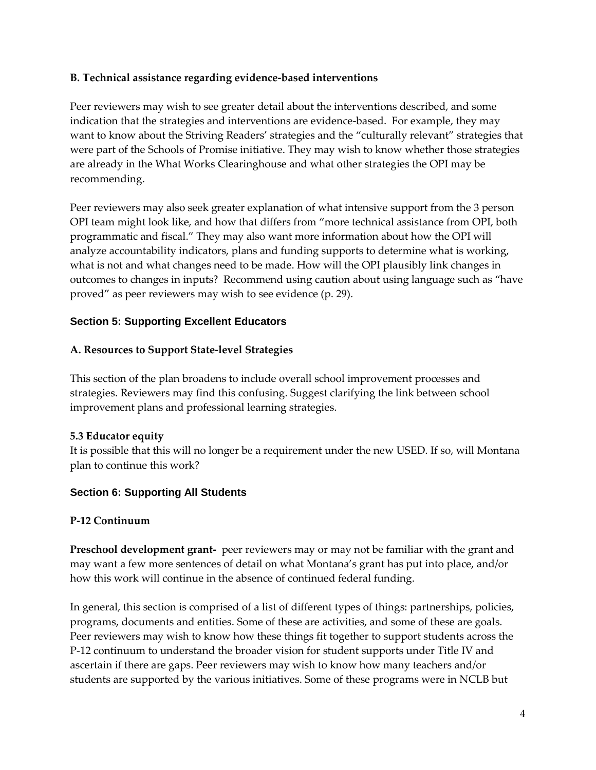**B. Technical assistance regarding evidence-based interventions**

Peer reviewers may wish to see greater detail about the interventions described, and some indication that the strategies and interventions are evidence-based. For example, they may want to know about the Striving Readers' strategies and the "culturally relevant" strategies that were part of the Schools of Promise initiative. They may wish to know whether those strategies are already in the What Works Clearinghouse and what other strategies the OPI may be recommending.

Peer reviewers may also seek greater explanation of what intensive support from the 3 person OPI team might look like, and how that differs from "more technical assistance from OPI, both programmatic and fiscal." They may also want more information about how the OPI will analyze accountability indicators, plans and funding supports to determine what is working, what is not and what changes need to be made. How will the OPI plausibly link changes in outcomes to changes in inputs? Recommend using caution about using language such as "have proved" as peer reviewers may wish to see evidence (p. 29).

## Section 5: Supporting Excellent Educators

**A. Resources to Support State-level Strategies**

This section of the plan broadens to include overall school improvement processes and strategies. Reviewers may find this confusing. Suggest clarifying the link between school improvement plans and professional learning strategies.

**5.3 Educator equity**

It is possible that this will no longer be a requirement under the new USED. If so, will Montana plan to continue this work?

## Section 6: Supporting All Students

**P-12 Continuum**

**Preschool development grant-** peer reviewers may or may not be familiar with the grant and may want a few more sentences of detail on what Montana's grant has put into place, and/or how this work will continue in the absence of continued federal funding.

In general, this section is comprised of a list of different types of things: partnerships, policies, programs, documents and entities. Some of these are activities, and some of these are goals. Peer reviewers may wish to know how these things fit together to support students across the P-12 continuum to understand the broader vision for student supports under Title IV and ascertain if there are gaps. Peer reviewers may wish to know how many teachers and/or students are supported by the various initiatives. Some of these programs were in NCLB but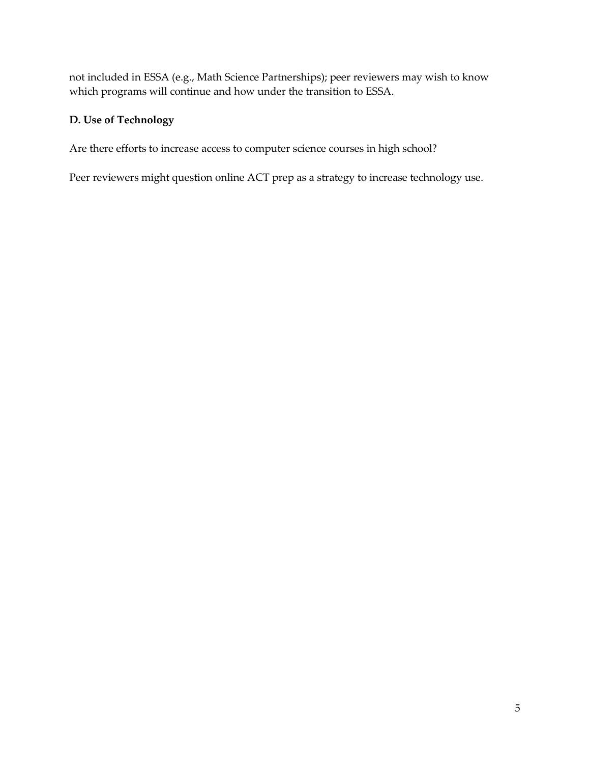not included in ESSA (e.g., Math Science Partnerships); peer reviewers may wish to know which programs will continue and how under the transition to ESSA.

**D. Use of Technology**

Are there efforts to increase access to computer science courses in high school?

Peer reviewers might question online ACT prep as a strategy to increase technology use.